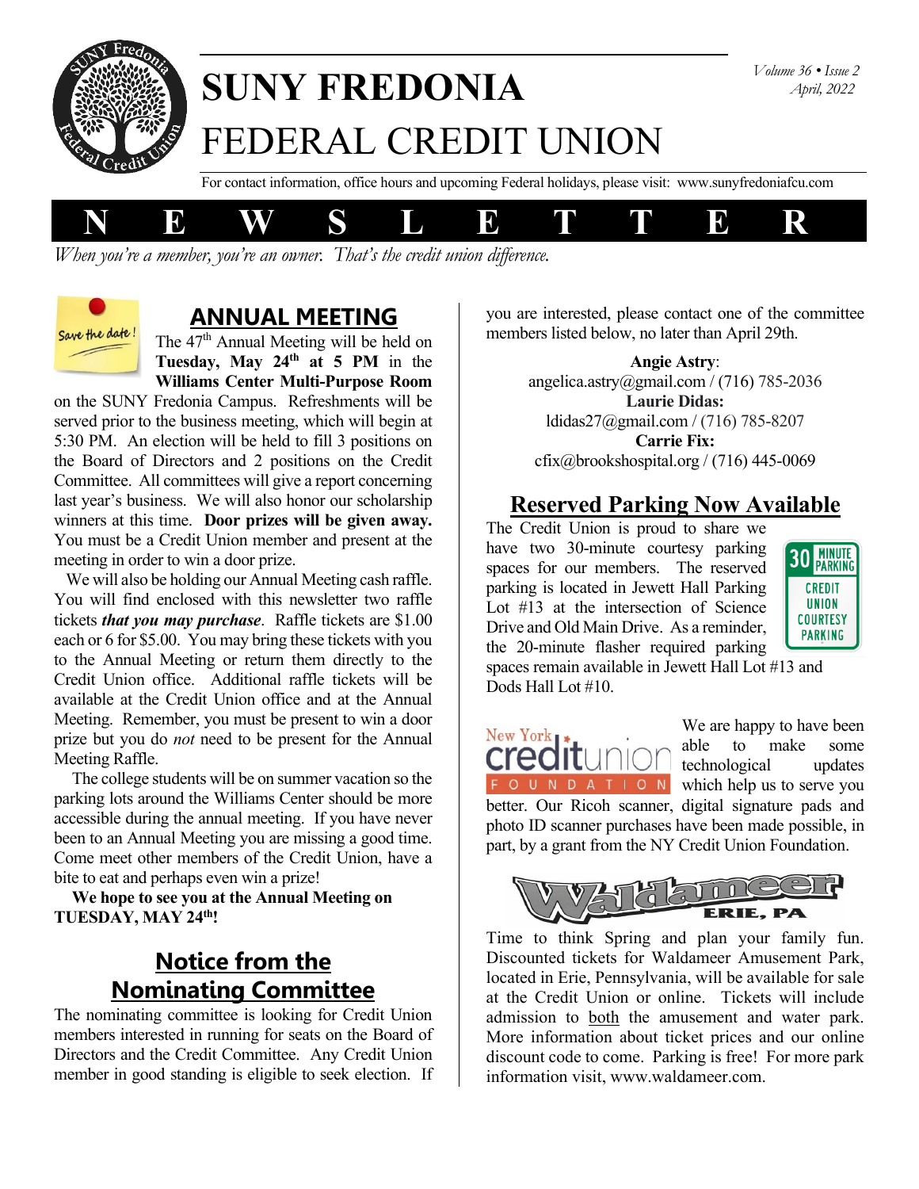# SUNY FREDONIA FEDERAL CREDIT UNION

*Volume 36 • Issue 2*
*April, 2022*

For contact information, office hours and upcoming Federal holidays, please visit: www.sunyfredoniafcu.com

# N E W S L E T T E R

*When you're a member, you're an owner. That's the credit union difference.*

## ANNUAL MEETING

Save the date!

The 47th Annual Meeting will be held on **Tuesday, May 24th at 5 PM** in the **Williams Center Multi-Purpose Room** on the SUNY Fredonia Campus. Refreshments will be served prior to the business meeting, which will begin at 5:30 PM. An election will be held to fill 3 positions on the Board of Directors and 2 positions on the Credit Committee. All committees will give a report concerning last year's business. We will also honor our scholarship winners at this time. **Door prizes will be given away.** You must be a Credit Union member and present at the meeting in order to win a door prize.

We will also be holding our Annual Meeting cash raffle. You will find enclosed with this newsletter two raffle tickets ***that you may purchase***. Raffle tickets are $1.00 each or 6 for $5.00. You may bring these tickets with you to the Annual Meeting or return them directly to the Credit Union office. Additional raffle tickets will be available at the Credit Union office and at the Annual Meeting. Remember, you must be present to win a door prize but you do *not* need to be present for the Annual Meeting Raffle.

The college students will be on summer vacation so the parking lots around the Williams Center should be more accessible during the annual meeting. If you have never been to an Annual Meeting you are missing a good time. Come meet other members of the Credit Union, have a bite to eat and perhaps even win a prize!

**We hope to see you at the Annual Meeting on TUESDAY, MAY 24th!**

## Notice from the Nominating Committee

The nominating committee is looking for Credit Union members interested in running for seats on the Board of Directors and the Credit Committee. Any Credit Union member in good standing is eligible to seek election. If you are interested, please contact one of the committee members listed below, no later than April 29th.

**Angie Astry**:
angelica.astry@gmail.com / (716) 785-2036
**Laurie Didas:**
ldidas27@gmail.com / (716) 785-8207
**Carrie Fix:**
cfix@brookshospital.org / (716) 445-0069

## Reserved Parking Now Available

The Credit Union is proud to share we have two 30-minute courtesy parking spaces for our members. The reserved parking is located in Jewett Hall Parking Lot #13 at the intersection of Science Drive and Old Main Drive. As a reminder, the 20-minute flasher required parking spaces remain available in Jewett Hall Lot #13 and Dods Hall Lot #10.

30 MINUTE PARKING CREDIT UNION COURTESY PARKING

New York creditunion FOUNDATION

We are happy to have been able to make some technological updates which help us to serve you better. Our Ricoh scanner, digital signature pads and photo ID scanner purchases have been made possible, in part, by a grant from the NY Credit Union Foundation.

Waldameer ERIE, PA

Time to think Spring and plan your family fun. Discounted tickets for Waldameer Amusement Park, located in Erie, Pennsylvania, will be available for sale at the Credit Union or online. Tickets will include admission to both the amusement and water park. More information about ticket prices and our online discount code to come. Parking is free! For more park information visit, www.waldameer.com.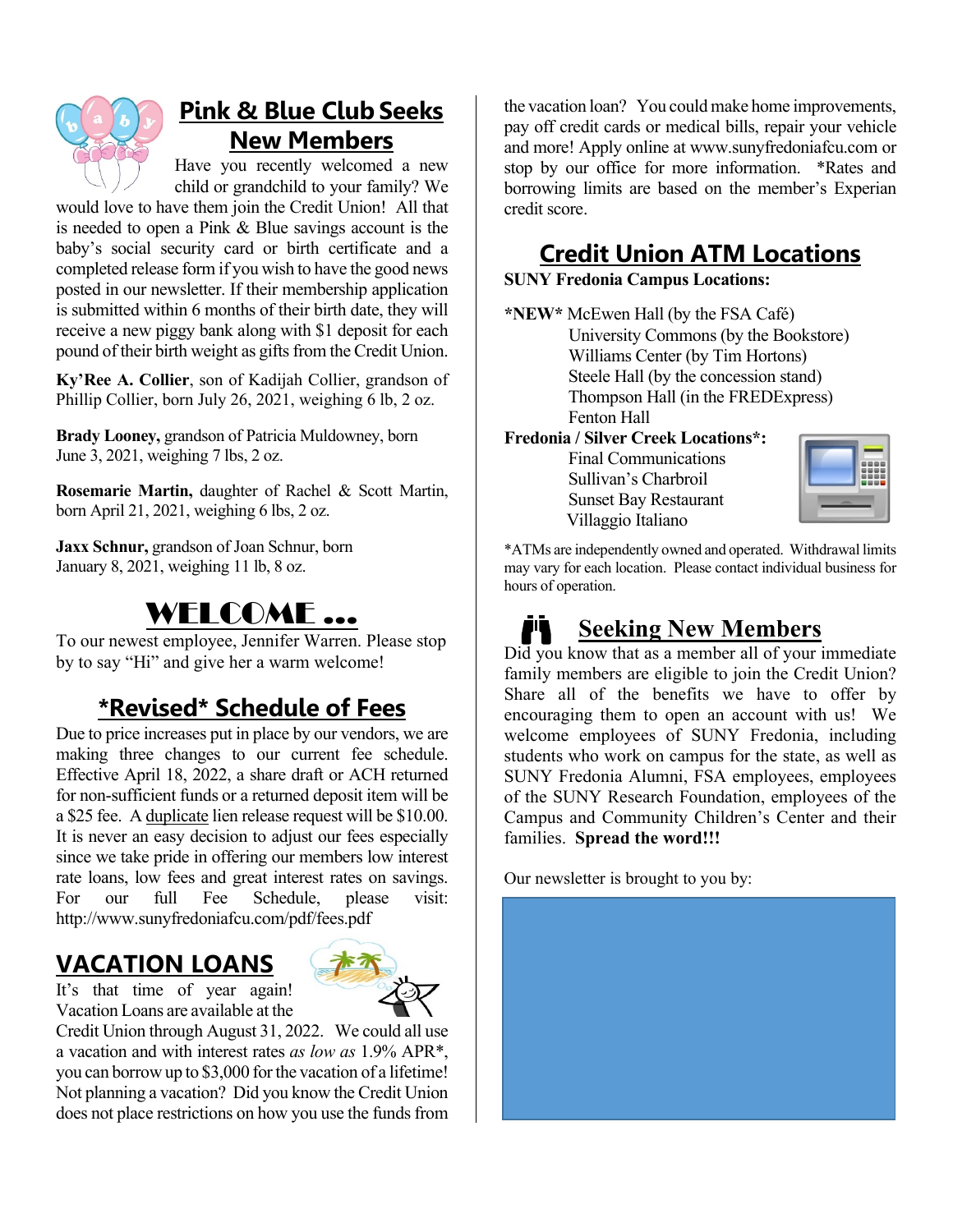## Pink & Blue Club Seeks New Members

Have you recently welcomed a new child or grandchild to your family? We would love to have them join the Credit Union! All that is needed to open a Pink & Blue savings account is the baby's social security card or birth certificate and a completed release form if you wish to have the good news posted in our newsletter. If their membership application is submitted within 6 months of their birth date, they will receive a new piggy bank along with $1 deposit for each pound of their birth weight as gifts from the Credit Union.

**Ky'Ree A. Collier**, son of Kadijah Collier, grandson of Phillip Collier, born July 26, 2021, weighing 6 lb, 2 oz.

**Brady Looney,** grandson of Patricia Muldowney, born June 3, 2021, weighing 7 lbs, 2 oz.

**Rosemarie Martin,** daughter of Rachel & Scott Martin, born April 21, 2021, weighing 6 lbs, 2 oz.

**Jaxx Schnur,** grandson of Joan Schnur, born January 8, 2021, weighing 11 lb, 8 oz.

## WELCOME …

To our newest employee, Jennifer Warren. Please stop by to say "Hi" and give her a warm welcome!

## *Revised* Schedule of Fees

Due to price increases put in place by our vendors, we are making three changes to our current fee schedule. Effective April 18, 2022, a share draft or ACH returned for non-sufficient funds or a returned deposit item will be a $25 fee. A duplicate lien release request will be $10.00. It is never an easy decision to adjust our fees especially since we take pride in offering our members low interest rate loans, low fees and great interest rates on savings. For our full Fee Schedule, please visit: http://www.sunyfredoniafcu.com/pdf/fees.pdf

## VACATION LOANS

It's that time of year again! Vacation Loans are available at the Credit Union through August 31, 2022. We could all use a vacation and with interest rates *as low as* 1.9% APR*, you can borrow up to $3,000 for the vacation of a lifetime! Not planning a vacation? Did you know the Credit Union does not place restrictions on how you use the funds from the vacation loan? You could make home improvements, pay off credit cards or medical bills, repair your vehicle and more! Apply online at www.sunyfredoniafcu.com or stop by our office for more information. *Rates and borrowing limits are based on the member's Experian credit score.

## Credit Union ATM Locations

**SUNY Fredonia Campus Locations:**

**\*NEW\*** McEwen Hall (by the FSA Café)
University Commons (by the Bookstore)
Williams Center (by Tim Hortons)
Steele Hall (by the concession stand)
Thompson Hall (in the FREDExpress)
Fenton Hall

**Fredonia / Silver Creek Locations*:**
Final Communications
Sullivan's Charbroil
Sunset Bay Restaurant
Villaggio Italiano

*ATMs are independently owned and operated. Withdrawal limits may vary for each location. Please contact individual business for hours of operation.

## Seeking New Members

Did you know that as a member all of your immediate family members are eligible to join the Credit Union? Share all of the benefits we have to offer by encouraging them to open an account with us! We welcome employees of SUNY Fredonia, including students who work on campus for the state, as well as SUNY Fredonia Alumni, FSA employees, employees of the SUNY Research Foundation, employees of the Campus and Community Children's Center and their families. **Spread the word!!!**

Our newsletter is brought to you by: